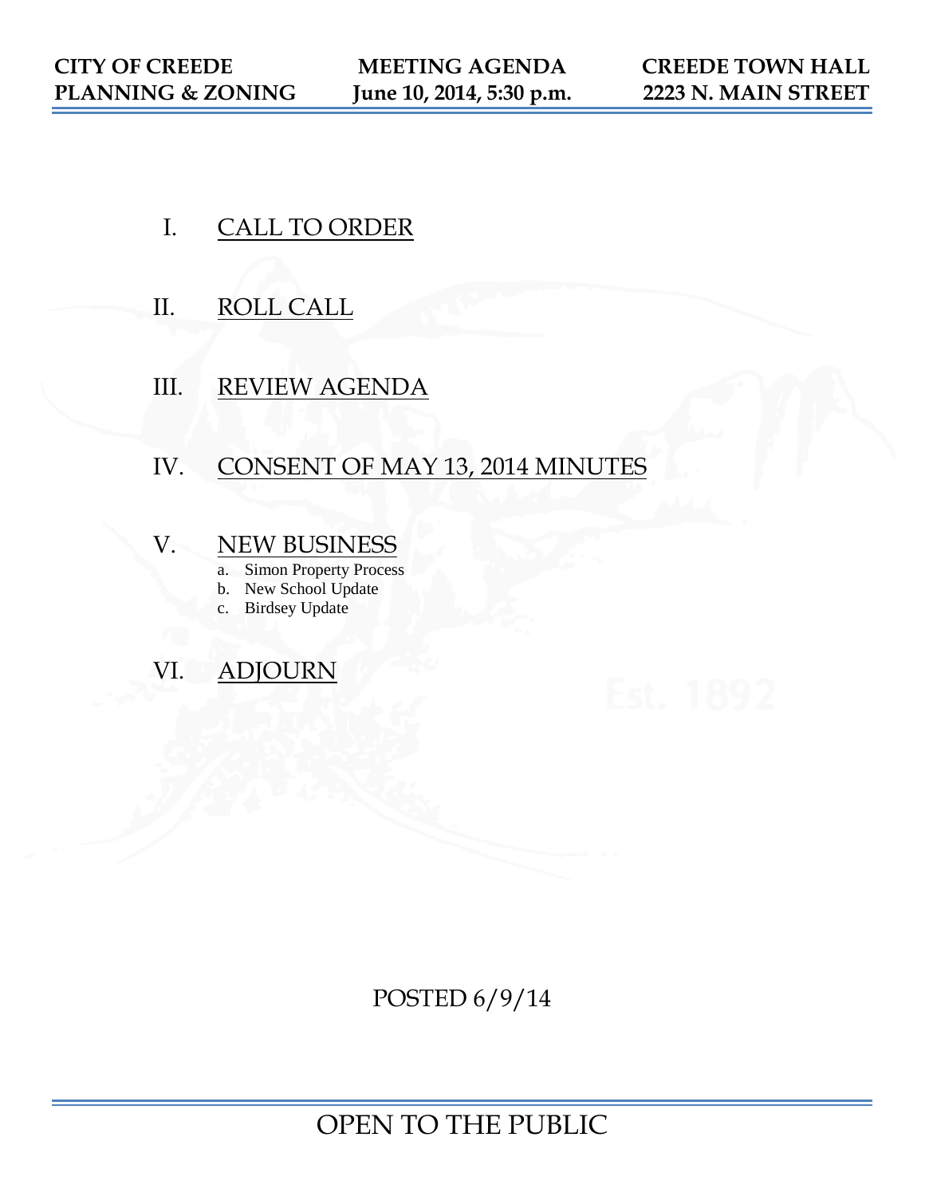**CITY OF CREEDE PLANNING & ZONING** | **MEETING AGENDA June 10, 2014, 5:30 p.m.** | **CREEDE TOWN HALL 2223 N. MAIN STREET**

I. CALL TO ORDER

II. ROLL CALL

III. REVIEW AGENDA

IV. CONSENT OF MAY 13, 2014 MINUTES

V. NEW BUSINESS

   a. Simon Property Process
   b. New School Update
   c. Birdsey Update

VI. ADJOURN

POSTED 6/9/14

OPEN TO THE PUBLIC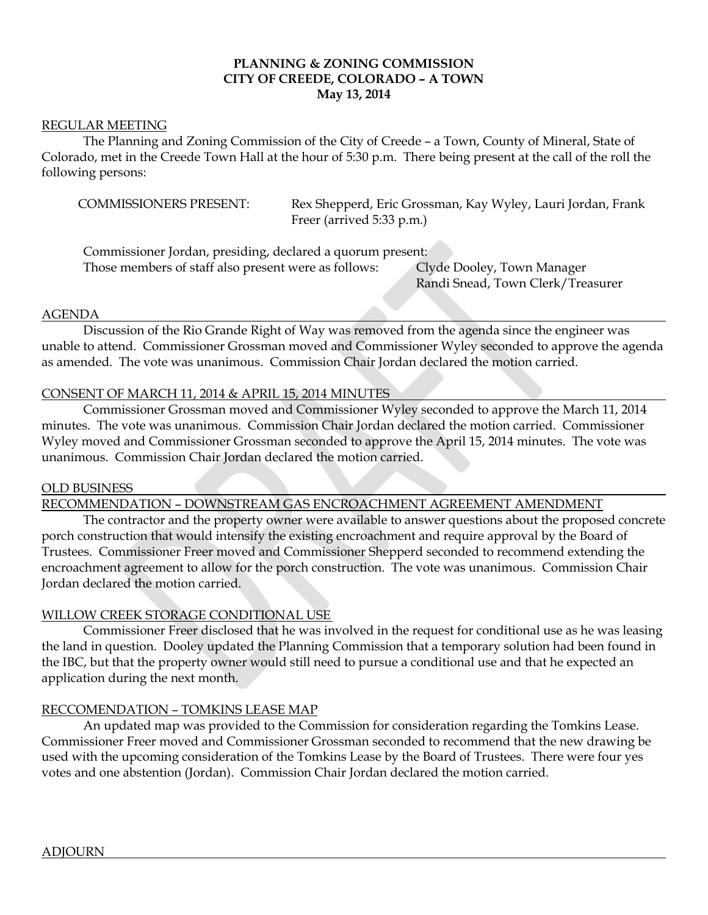**PLANNING & ZONING COMMISSION**
**CITY OF CREEDE, COLORADO – A TOWN**
**May 13, 2014**

REGULAR MEETING

The Planning and Zoning Commission of the City of Creede – a Town, County of Mineral, State of Colorado, met in the Creede Town Hall at the hour of 5:30 p.m. There being present at the call of the roll the following persons:

COMMISSIONERS PRESENT: Rex Shepperd, Eric Grossman, Kay Wyley, Lauri Jordan, Frank Freer (arrived 5:33 p.m.)

Commissioner Jordan, presiding, declared a quorum present:
Those members of staff also present were as follows: Clyde Dooley, Town Manager
Randi Snead, Town Clerk/Treasurer

AGENDA

Discussion of the Rio Grande Right of Way was removed from the agenda since the engineer was unable to attend. Commissioner Grossman moved and Commissioner Wyley seconded to approve the agenda as amended. The vote was unanimous. Commission Chair Jordan declared the motion carried.

CONSENT OF MARCH 11, 2014 & APRIL 15, 2014 MINUTES

Commissioner Grossman moved and Commissioner Wyley seconded to approve the March 11, 2014 minutes. The vote was unanimous. Commission Chair Jordan declared the motion carried. Commissioner Wyley moved and Commissioner Grossman seconded to approve the April 15, 2014 minutes. The vote was unanimous. Commission Chair Jordan declared the motion carried.

OLD BUSINESS

RECOMMENDATION – DOWNSTREAM GAS ENCROACHMENT AGREEMENT AMENDMENT

The contractor and the property owner were available to answer questions about the proposed concrete porch construction that would intensify the existing encroachment and require approval by the Board of Trustees. Commissioner Freer moved and Commissioner Shepperd seconded to recommend extending the encroachment agreement to allow for the porch construction. The vote was unanimous. Commission Chair Jordan declared the motion carried.

WILLOW CREEK STORAGE CONDITIONAL USE

Commissioner Freer disclosed that he was involved in the request for conditional use as he was leasing the land in question. Dooley updated the Planning Commission that a temporary solution had been found in the IBC, but that the property owner would still need to pursue a conditional use and that he expected an application during the next month.

RECCOMENDATION – TOMKINS LEASE MAP

An updated map was provided to the Commission for consideration regarding the Tomkins Lease. Commissioner Freer moved and Commissioner Grossman seconded to recommend that the new drawing be used with the upcoming consideration of the Tomkins Lease by the Board of Trustees. There were four yes votes and one abstention (Jordan). Commission Chair Jordan declared the motion carried.

ADJOURN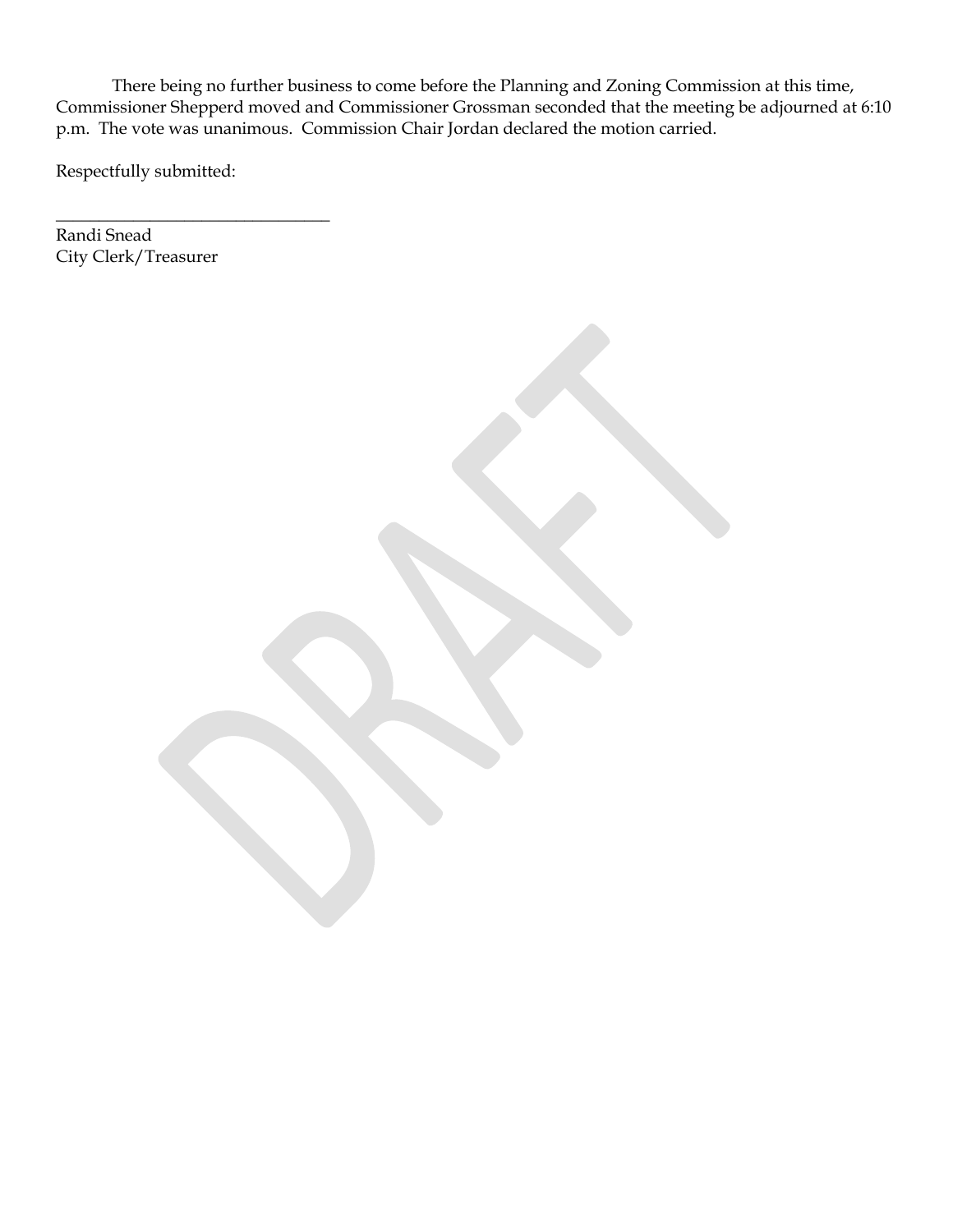There being no further business to come before the Planning and Zoning Commission at this time, Commissioner Shepperd moved and Commissioner Grossman seconded that the meeting be adjourned at 6:10 p.m. The vote was unanimous. Commission Chair Jordan declared the motion carried.

Respectfully submitted:

\_\_\_\_\_\_\_\_\_\_\_\_\_\_\_\_\_\_\_\_\_\_\_\_\_\_\_\_\_\_\_\_

Randi Snead
City Clerk/Treasurer

DRAFT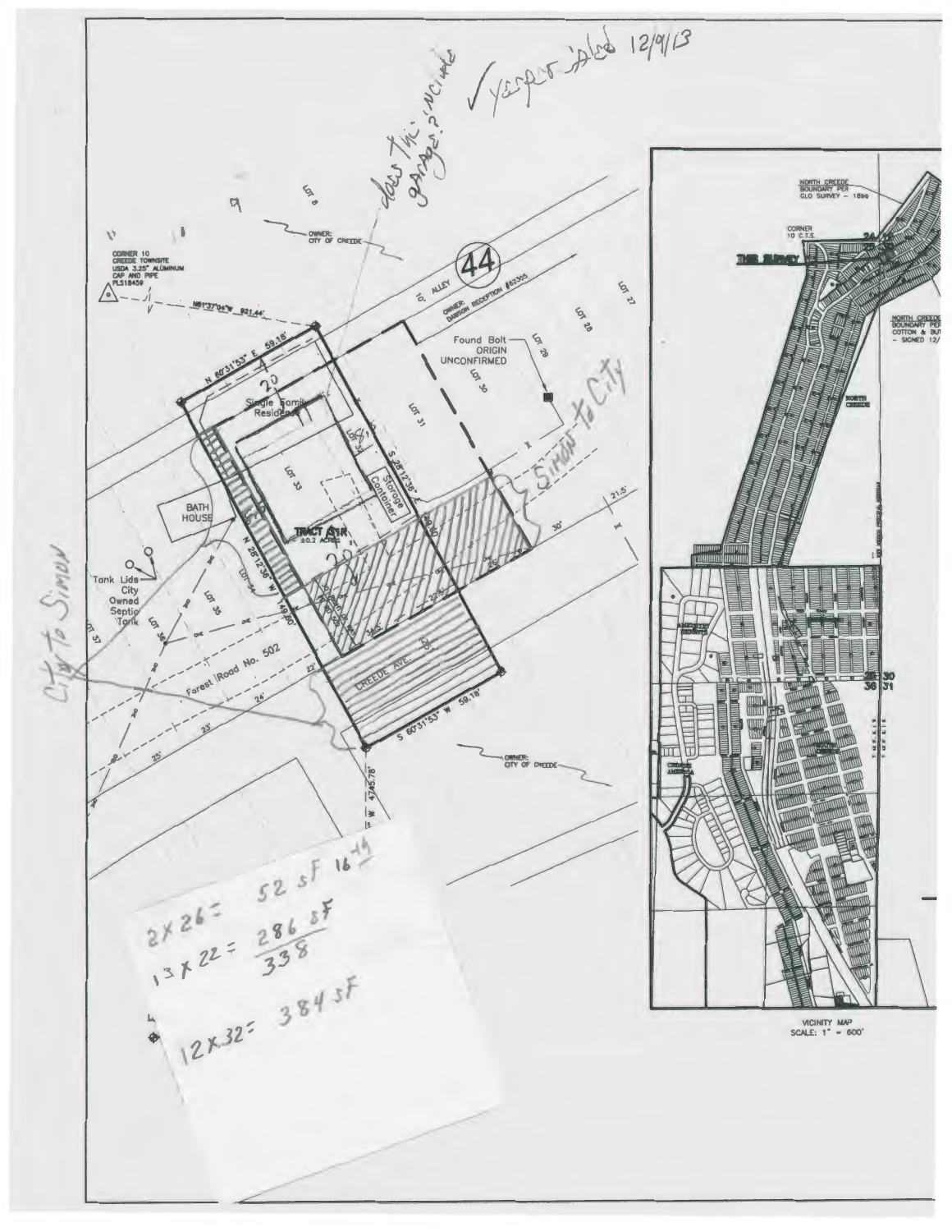✓ yes per ? 12/9/13

does this include garage? include

CORNER 10
CREEDE TOWNSITE
USDA 3.25" ALUMINUM
CAP AND PIPE
PLS18459

N61°37'04"W 921.44'

OWNER:
CITY OF CREEDE

LOT 8

44

10' ALLEY

OWNER:
DAWSON RECEPTION #62305

LOT 27

LOT 28

LOT 29

LOT 30

LOT 31

Found Bolt
ORIGIN
UNCONFIRMED

N 60°31'53" E 59.18'

Single Family Residence

Simon to City

LOT 33

Storage Container

S 25°12'36"

BATH HOUSE

TRACT 31R
±0.2 ACRES

21.5'

30'

N 25°12'36" W 149.80'

Tank Lids
City
Owned
Septic
Tank

City to Simon

LOT 34

LOT 35

LOT 36

LOT 37

Forest Road No. 502

CREEDE AVE.

22'

24'

23'

25'

S 60°31'53" W 59.18'

OWNER:
CITY OF CREEDE

W 4745.76'

NORTH CREEDE
BOUNDARY PER
GLO SURVEY – 1899

CORNER
10 C.T.S.

THIS SURVEY

NORTH CREEDE
BOUNDARY PER
COTTON & BU...
– SIGNED 12/...

NORTH CREEDE

VICINITY MAP
SCALE: 1" = 600'

2 X 26 = 52 SF 16
13 X 22 = 286 SF
338

12 X 32 = 384 SF